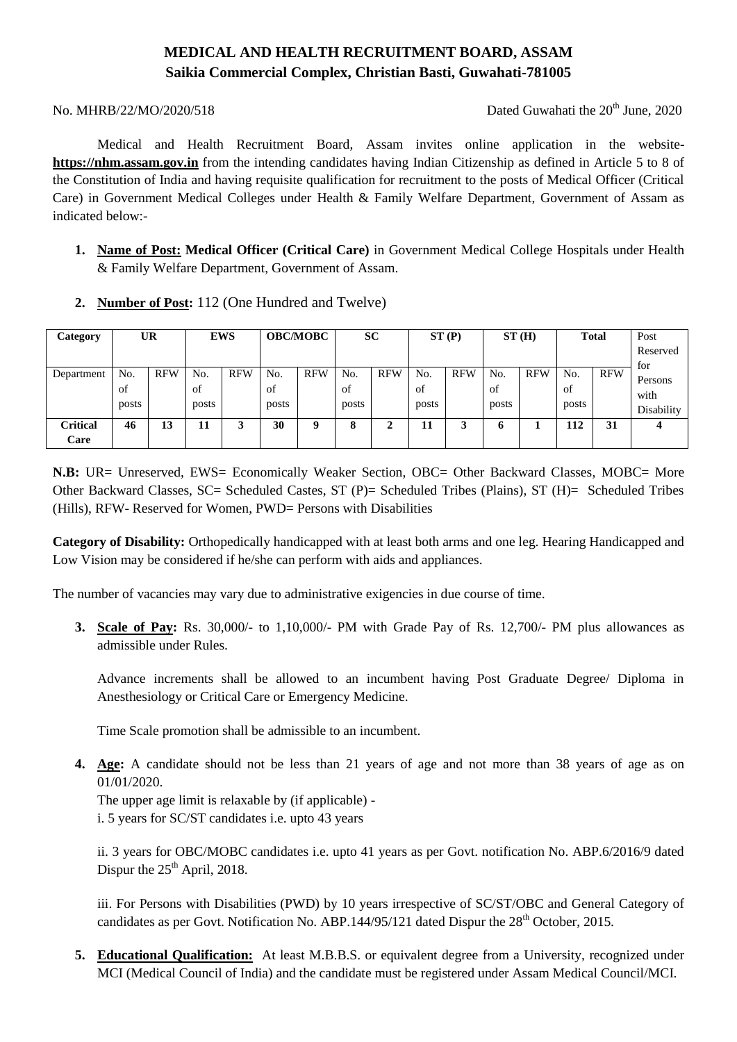# MEDICAL AND HEALTH RECRUITMENT BOARD, ASSAM
## Saikia Commercial Complex, Christian Basti, Guwahati-781005

No. MHRB/22/MO/2020/518 Dated Guwahati the 20th June, 2020

Medical and Health Recruitment Board, Assam invites online application in the website- **https://nhm.assam.gov.in** from the intending candidates having Indian Citizenship as defined in Article 5 to 8 of the Constitution of India and having requisite qualification for recruitment to the posts of Medical Officer (Critical Care) in Government Medical Colleges under Health & Family Welfare Department, Government of Assam as indicated below:-

1. **Name of Post: Medical Officer (Critical Care)** in Government Medical College Hospitals under Health & Family Welfare Department, Government of Assam.

2. **Number of Post:** 112 (One Hundred and Twelve)

| Category | UR | | EWS | | OBC/MOBC | | SC | | ST (P) | | ST (H) | | Total | | Post Reserved for Persons with Disability |
|---|---|---|---|---|---|---|---|---|---|---|---|---|---|---|---|
| Department | No. of posts | RFW | No. of posts | RFW | No. of posts | RFW | No. of posts | RFW | No. of posts | RFW | No. of posts | RFW | No. of posts | RFW | |
| **Critical Care** | **46** | **13** | **11** | **3** | **30** | **9** | **8** | **2** | **11** | **3** | **6** | **1** | **112** | **31** | **4** |

**N.B:** UR= Unreserved, EWS= Economically Weaker Section, OBC= Other Backward Classes, MOBC= More Other Backward Classes, SC= Scheduled Castes, ST (P)= Scheduled Tribes (Plains), ST (H)= Scheduled Tribes (Hills), RFW- Reserved for Women, PWD= Persons with Disabilities

**Category of Disability:** Orthopedically handicapped with at least both arms and one leg. Hearing Handicapped and Low Vision may be considered if he/she can perform with aids and appliances.

The number of vacancies may vary due to administrative exigencies in due course of time.

3. **Scale of Pay:** Rs. 30,000/- to 1,10,000/- PM with Grade Pay of Rs. 12,700/- PM plus allowances as admissible under Rules.

   Advance increments shall be allowed to an incumbent having Post Graduate Degree/ Diploma in Anesthesiology or Critical Care or Emergency Medicine.

   Time Scale promotion shall be admissible to an incumbent.

4. **Age:** A candidate should not be less than 21 years of age and not more than 38 years of age as on 01/01/2020.

   The upper age limit is relaxable by (if applicable) -

   i. 5 years for SC/ST candidates i.e. upto 43 years

   ii. 3 years for OBC/MOBC candidates i.e. upto 41 years as per Govt. notification No. ABP.6/2016/9 dated Dispur the 25th April, 2018.

   iii. For Persons with Disabilities (PWD) by 10 years irrespective of SC/ST/OBC and General Category of candidates as per Govt. Notification No. ABP.144/95/121 dated Dispur the 28th October, 2015.

5. **Educational Qualification:** At least M.B.B.S. or equivalent degree from a University, recognized under MCI (Medical Council of India) and the candidate must be registered under Assam Medical Council/MCI.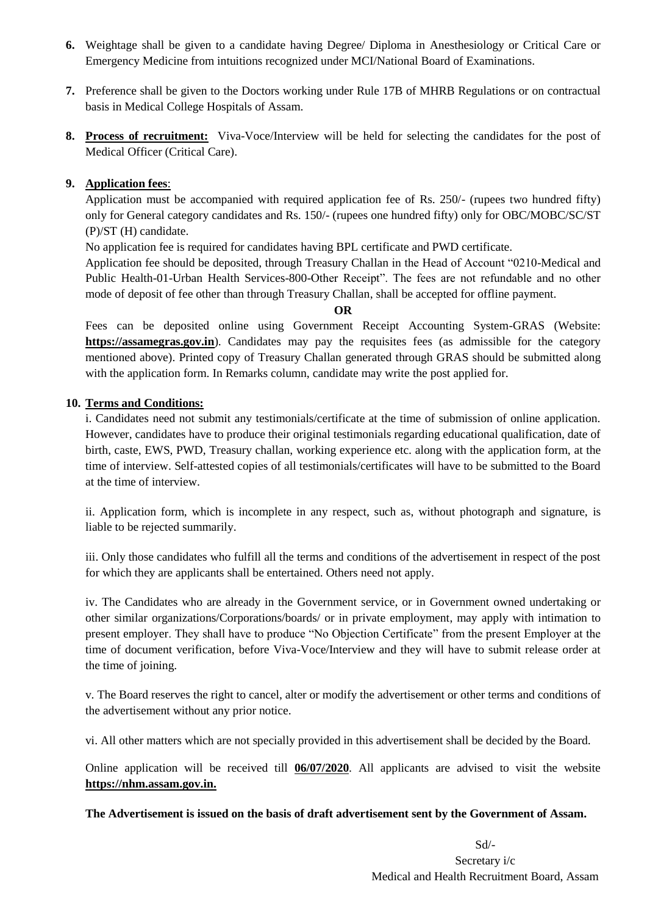**6.** Weightage shall be given to a candidate having Degree/ Diploma in Anesthesiology or Critical Care or Emergency Medicine from intuitions recognized under MCI/National Board of Examinations.

**7.** Preference shall be given to the Doctors working under Rule 17B of MHRB Regulations or on contractual basis in Medical College Hospitals of Assam.

**8.** **Process of recruitment:** Viva-Voce/Interview will be held for selecting the candidates for the post of Medical Officer (Critical Care).

**9.** **Application fees**:

Application must be accompanied with required application fee of Rs. 250/- (rupees two hundred fifty) only for General category candidates and Rs. 150/- (rupees one hundred fifty) only for OBC/MOBC/SC/ST (P)/ST (H) candidate.

No application fee is required for candidates having BPL certificate and PWD certificate.

Application fee should be deposited, through Treasury Challan in the Head of Account "0210-Medical and Public Health-01-Urban Health Services-800-Other Receipt". The fees are not refundable and no other mode of deposit of fee other than through Treasury Challan, shall be accepted for offline payment.

**OR**

Fees can be deposited online using Government Receipt Accounting System-GRAS (Website: **https://assamegras.gov.in**). Candidates may pay the requisites fees (as admissible for the category mentioned above). Printed copy of Treasury Challan generated through GRAS should be submitted along with the application form. In Remarks column, candidate may write the post applied for.

**10.** **Terms and Conditions:**

i. Candidates need not submit any testimonials/certificate at the time of submission of online application. However, candidates have to produce their original testimonials regarding educational qualification, date of birth, caste, EWS, PWD, Treasury challan, working experience etc. along with the application form, at the time of interview. Self-attested copies of all testimonials/certificates will have to be submitted to the Board at the time of interview.

ii. Application form, which is incomplete in any respect, such as, without photograph and signature, is liable to be rejected summarily.

iii. Only those candidates who fulfill all the terms and conditions of the advertisement in respect of the post for which they are applicants shall be entertained. Others need not apply.

iv. The Candidates who are already in the Government service, or in Government owned undertaking or other similar organizations/Corporations/boards/ or in private employment, may apply with intimation to present employer. They shall have to produce "No Objection Certificate" from the present Employer at the time of document verification, before Viva-Voce/Interview and they will have to submit release order at the time of joining.

v. The Board reserves the right to cancel, alter or modify the advertisement or other terms and conditions of the advertisement without any prior notice.

vi. All other matters which are not specially provided in this advertisement shall be decided by the Board.

Online application will be received till **06/07/2020**. All applicants are advised to visit the website **https://nhm.assam.gov.in.**

**The Advertisement is issued on the basis of draft advertisement sent by the Government of Assam.**

Sd/-
Secretary i/c
Medical and Health Recruitment Board, Assam